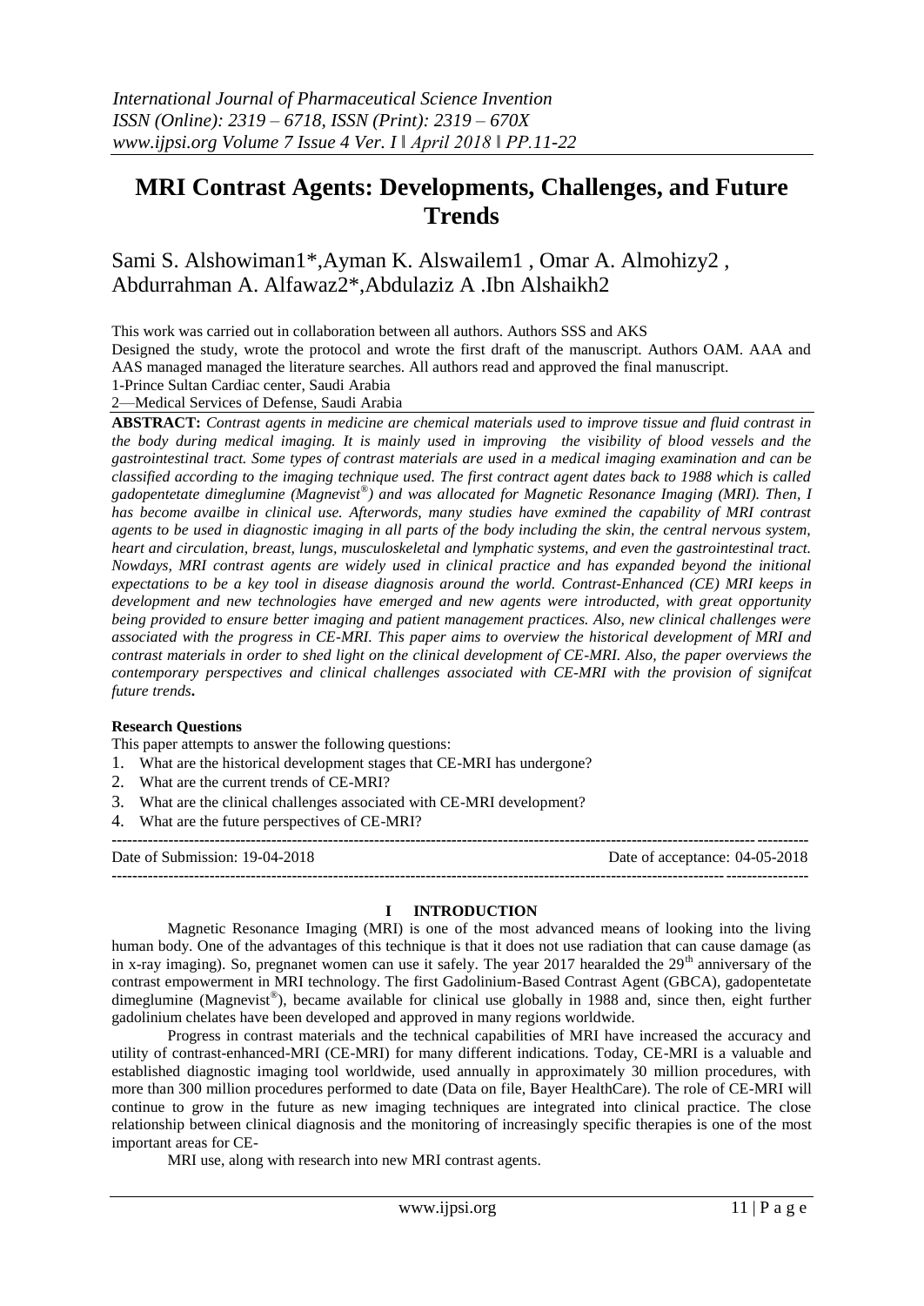# MRI Contrast Agents: Developments, Challenges, and Future Trends

Sami S. Alshowiman1*,Ayman K. Alswailem1 , Omar A. Almohizy2 , Abdurrahman A. Alfawaz2*,Abdulaziz A .Ibn Alshaikh2

This work was carried out in collaboration between all authors. Authors SSS and AKS Designed the study, wrote the protocol and wrote the first draft of the manuscript. Authors OAM. AAA and AAS managed managed the literature searches. All authors read and approved the final manuscript.

1-Prince Sultan Cardiac center, Saudi Arabia

2—Medical Services of Defense, Saudi Arabia

**ABSTRACT:** *Contrast agents in medicine are chemical materials used to improve tissue and fluid contrast in the body during medical imaging. It is mainly used in improving the visibility of blood vessels and the gastrointestinal tract. Some types of contrast materials are used in a medical imaging examination and can be classified according to the imaging technique used. The first contract agent dates back to 1988 which is called gadopentetate dimeglumine (Magnevist®) and was allocated for Magnetic Resonance Imaging (MRI). Then, I has become availbe in clinical use. Afterwords, many studies have exmined the capability of MRI contrast agents to be used in diagnostic imaging in all parts of the body including the skin, the central nervous system, heart and circulation, breast, lungs, musculoskeletal and lymphatic systems, and even the gastrointestinal tract. Nowdays, MRI contrast agents are widely used in clinical practice and has expanded beyond the initional expectations to be a key tool in disease diagnosis around the world. Contrast-Enhanced (CE) MRI keeps in development and new technologies have emerged and new agents were introducted, with great opportunity being provided to ensure better imaging and patient management practices. Also, new clinical challenges were associated with the progress in CE-MRI. This paper aims to overview the historical development of MRI and contrast materials in order to shed light on the clinical development of CE-MRI. Also, the paper overviews the contemporary perspectives and clinical challenges associated with CE-MRI with the provision of signifcat future trends***.**

**Research Questions**

This paper attempts to answer the following questions:

1. What are the historical development stages that CE-MRI has undergone?
2. What are the current trends of CE-MRI?
3. What are the clinical challenges associated with CE-MRI development?
4. What are the future perspectives of CE-MRI?

Date of Submission: 19-04-2018 Date of acceptance: 04-05-2018

## I INTRODUCTION

Magnetic Resonance Imaging (MRI) is one of the most advanced means of looking into the living human body. One of the advantages of this technique is that it does not use radiation that can cause damage (as in x-ray imaging). So, pregnanet women can use it safely. The year 2017 hearalded the 29th anniversary of the contrast empowerment in MRI technology. The first Gadolinium-Based Contrast Agent (GBCA), gadopentetate dimeglumine (Magnevist®), became available for clinical use globally in 1988 and, since then, eight further gadolinium chelates have been developed and approved in many regions worldwide.

Progress in contrast materials and the technical capabilities of MRI have increased the accuracy and utility of contrast-enhanced-MRI (CE-MRI) for many different indications. Today, CE-MRI is a valuable and established diagnostic imaging tool worldwide, used annually in approximately 30 million procedures, with more than 300 million procedures performed to date (Data on file, Bayer HealthCare). The role of CE-MRI will continue to grow in the future as new imaging techniques are integrated into clinical practice. The close relationship between clinical diagnosis and the monitoring of increasingly specific therapies is one of the most important areas for CE-MRI use, along with research into new MRI contrast agents.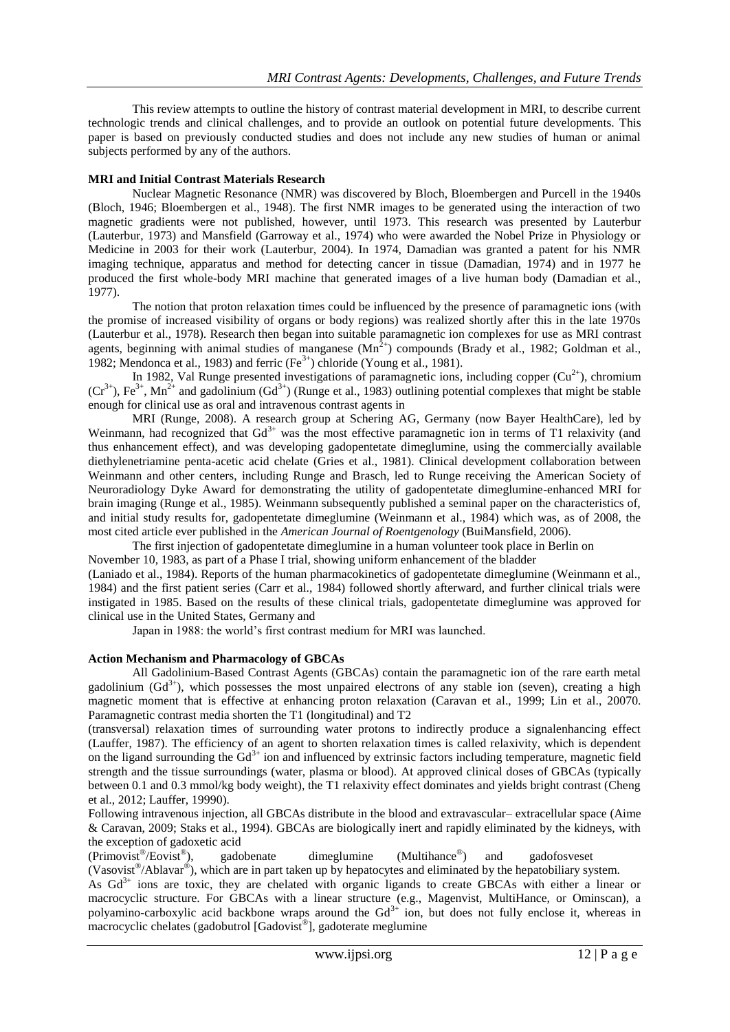This review attempts to outline the history of contrast material development in MRI, to describe current technologic trends and clinical challenges, and to provide an outlook on potential future developments. This paper is based on previously conducted studies and does not include any new studies of human or animal subjects performed by any of the authors.

**MRI and Initial Contrast Materials Research**

Nuclear Magnetic Resonance (NMR) was discovered by Bloch, Bloembergen and Purcell in the 1940s (Bloch, 1946; Bloembergen et al., 1948). The first NMR images to be generated using the interaction of two magnetic gradients were not published, however, until 1973. This research was presented by Lauterbur (Lauterbur, 1973) and Mansfield (Garroway et al., 1974) who were awarded the Nobel Prize in Physiology or Medicine in 2003 for their work (Lauterbur, 2004). In 1974, Damadian was granted a patent for his NMR imaging technique, apparatus and method for detecting cancer in tissue (Damadian, 1974) and in 1977 he produced the first whole-body MRI machine that generated images of a live human body (Damadian et al., 1977).

The notion that proton relaxation times could be influenced by the presence of paramagnetic ions (with the promise of increased visibility of organs or body regions) was realized shortly after this in the late 1970s (Lauterbur et al., 1978). Research then began into suitable paramagnetic ion complexes for use as MRI contrast agents, beginning with animal studies of manganese ($Mn^{2+}$) compounds (Brady et al., 1982; Goldman et al., 1982; Mendonca et al., 1983) and ferric ($Fe^{3+}$) chloride (Young et al., 1981).

In 1982, Val Runge presented investigations of paramagnetic ions, including copper ($Cu^{2+}$), chromium ($Cr^{3+}$), $Fe^{3+}$, $Mn^{2+}$ and gadolinium ($Gd^{3+}$) (Runge et al., 1983) outlining potential complexes that might be stable enough for clinical use as oral and intravenous contrast agents in MRI (Runge, 2008). A research group at Schering AG, Germany (now Bayer HealthCare), led by Weinmann, had recognized that $Gd^{3+}$ was the most effective paramagnetic ion in terms of T1 relaxivity (and thus enhancement effect), and was developing gadopentetate dimeglumine, using the commercially available diethylenetriamine penta-acetic acid chelate (Gries et al., 1981). Clinical development collaboration between Weinmann and other centers, including Runge and Brasch, led to Runge receiving the American Society of Neuroradiology Dyke Award for demonstrating the utility of gadopentetate dimeglumine-enhanced MRI for brain imaging (Runge et al., 1985). Weinmann subsequently published a seminal paper on the characteristics of, and initial study results for, gadopentetate dimeglumine (Weinmann et al., 1984) which was, as of 2008, the most cited article ever published in the *American Journal of Roentgenology* (BuiMansfield, 2006).

The first injection of gadopentetate dimeglumine in a human volunteer took place in Berlin on November 10, 1983, as part of a Phase I trial, showing uniform enhancement of the bladder (Laniado et al., 1984). Reports of the human pharmacokinetics of gadopentetate dimeglumine (Weinmann et al., 1984) and the first patient series (Carr et al., 1984) followed shortly afterward, and further clinical trials were instigated in 1985. Based on the results of these clinical trials, gadopentetate dimeglumine was approved for clinical use in the United States, Germany and Japan in 1988: the world's first contrast medium for MRI was launched.

**Action Mechanism and Pharmacology of GBCAs**

All Gadolinium-Based Contrast Agents (GBCAs) contain the paramagnetic ion of the rare earth metal gadolinium ($Gd^{3+}$), which possesses the most unpaired electrons of any stable ion (seven), creating a high magnetic moment that is effective at enhancing proton relaxation (Caravan et al., 1999; Lin et al., 20070. Paramagnetic contrast media shorten the T1 (longitudinal) and T2 (transversal) relaxation times of surrounding water protons to indirectly produce a signalenhancing effect (Lauffer, 1987). The efficiency of an agent to shorten relaxation times is called relaxivity, which is dependent on the ligand surrounding the $Gd^{3+}$ ion and influenced by extrinsic factors including temperature, magnetic field strength and the tissue surroundings (water, plasma or blood). At approved clinical doses of GBCAs (typically between 0.1 and 0.3 mmol/kg body weight), the T1 relaxivity effect dominates and yields bright contrast (Cheng et al., 2012; Lauffer, 19990).

Following intravenous injection, all GBCAs distribute in the blood and extravascular– extracellular space (Aime & Caravan, 2009; Staks et al., 1994). GBCAs are biologically inert and rapidly eliminated by the kidneys, with the exception of gadoxetic acid (Primovist®/Eovist®), gadobenate dimeglumine (Multihance®) and gadofosveset (Vasovist®/Ablavar®), which are in part taken up by hepatocytes and eliminated by the hepatobiliary system.

As $Gd^{3+}$ ions are toxic, they are chelated with organic ligands to create GBCAs with either a linear or macrocyclic structure. For GBCAs with a linear structure (e.g., Magenvist, MultiHance, or Ominscan), a polyamino-carboxylic acid backbone wraps around the $Gd^{3+}$ ion, but does not fully enclose it, whereas in macrocyclic chelates (gadobutrol [Gadovist®], gadoterate meglumine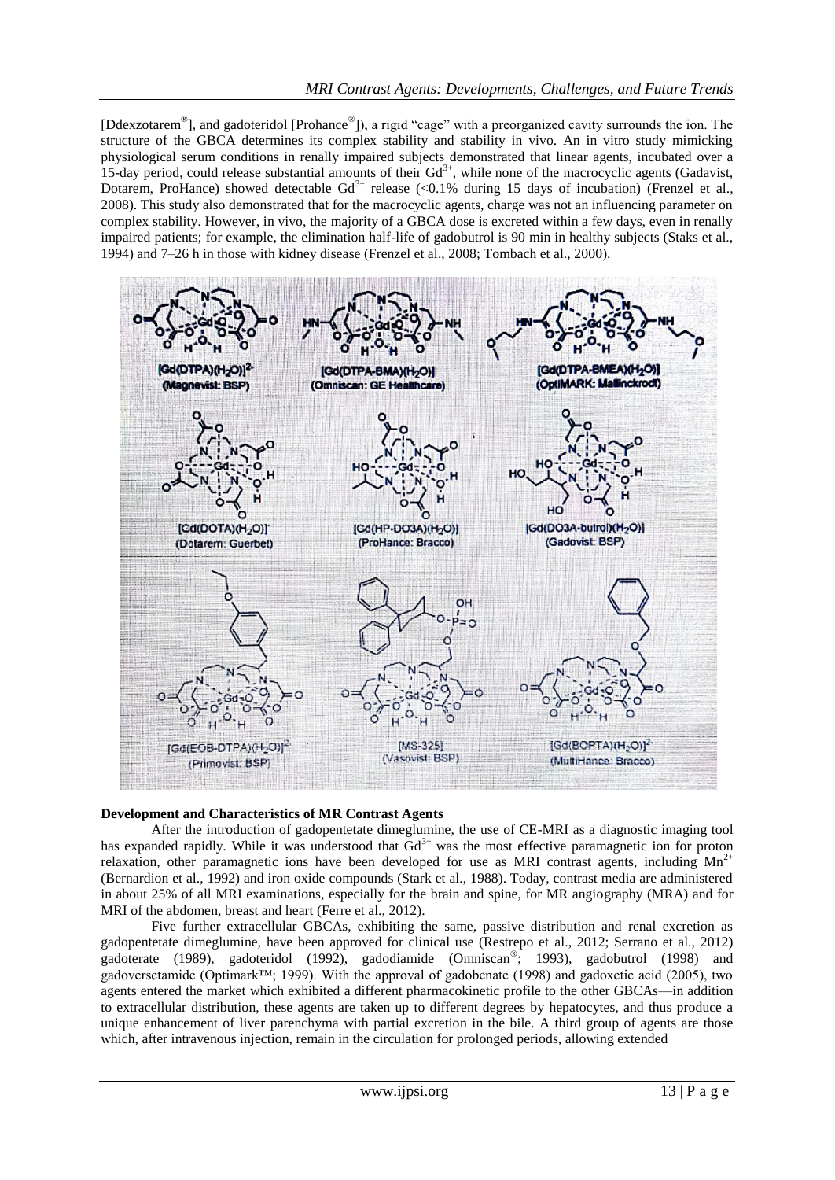[Ddexzotarem®], and gadoteridol [Prohance®]), a rigid "cage" with a preorganized cavity surrounds the ion. The structure of the GBCA determines its complex stability and stability in vivo. An in vitro study mimicking physiological serum conditions in renally impaired subjects demonstrated that linear agents, incubated over a 15-day period, could release substantial amounts of their $Gd^{3+}$, while none of the macrocyclic agents (Gadavist, Dotarem, ProHance) showed detectable $Gd^{3+}$ release (<0.1% during 15 days of incubation) (Frenzel et al., 2008). This study also demonstrated that for the macrocyclic agents, charge was not an influencing parameter on complex stability. However, in vivo, the majority of a GBCA dose is excreted within a few days, even in renally impaired patients; for example, the elimination half-life of gadobutrol is 90 min in healthy subjects (Staks et al., 1994) and 7–26 h in those with kidney disease (Frenzel et al., 2008; Tombach et al., 2000).

**Development and Characteristics of MR Contrast Agents**

After the introduction of gadopentetate dimeglumine, the use of CE-MRI as a diagnostic imaging tool has expanded rapidly. While it was understood that $Gd^{3+}$ was the most effective paramagnetic ion for proton relaxation, other paramagnetic ions have been developed for use as MRI contrast agents, including $Mn^{2+}$ (Bernardion et al., 1992) and iron oxide compounds (Stark et al., 1988). Today, contrast media are administered in about 25% of all MRI examinations, especially for the brain and spine, for MR angiography (MRA) and for MRI of the abdomen, breast and heart (Ferre et al., 2012).

Five further extracellular GBCAs, exhibiting the same, passive distribution and renal excretion as gadopentetate dimeglumine, have been approved for clinical use (Restrepo et al., 2012; Serrano et al., 2012) gadoterate (1989), gadoteridol (1992), gadodiamide (Omniscan®; 1993), gadobutrol (1998) and gadoversetamide (Optimark™; 1999). With the approval of gadobenate (1998) and gadoxetic acid (2005), two agents entered the market which exhibited a different pharmacokinetic profile to the other GBCAs—in addition to extracellular distribution, these agents are taken up to different degrees by hepatocytes, and thus produce a unique enhancement of liver parenchyma with partial excretion in the bile. A third group of agents are those which, after intravenous injection, remain in the circulation for prolonged periods, allowing extended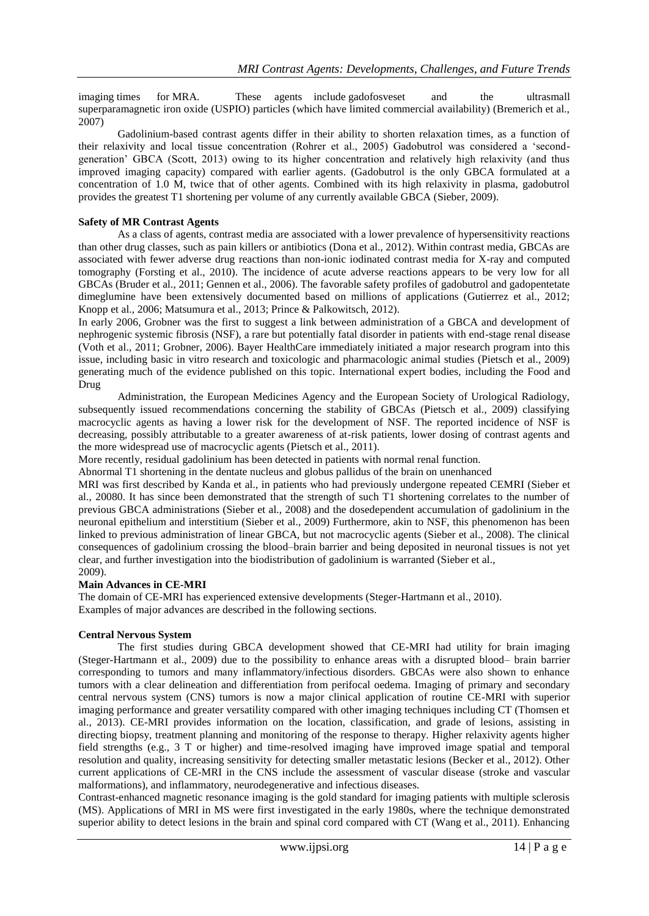imaging times for MRA. These agents include gadofosveset and the ultrasmall superparamagnetic iron oxide (USPIO) particles (which have limited commercial availability) (Bremerich et al., 2007)

Gadolinium-based contrast agents differ in their ability to shorten relaxation times, as a function of their relaxivity and local tissue concentration (Rohrer et al., 2005) Gadobutrol was considered a 'second-generation' GBCA (Scott, 2013) owing to its higher concentration and relatively high relaxivity (and thus improved imaging capacity) compared with earlier agents. (Gadobutrol is the only GBCA formulated at a concentration of 1.0 M, twice that of other agents. Combined with its high relaxivity in plasma, gadobutrol provides the greatest T1 shortening per volume of any currently available GBCA (Sieber, 2009).

**Safety of MR Contrast Agents**

As a class of agents, contrast media are associated with a lower prevalence of hypersensitivity reactions than other drug classes, such as pain killers or antibiotics (Dona et al., 2012). Within contrast media, GBCAs are associated with fewer adverse drug reactions than non-ionic iodinated contrast media for X-ray and computed tomography (Forsting et al., 2010). The incidence of acute adverse reactions appears to be very low for all GBCAs (Bruder et al., 2011; Gennen et al., 2006). The favorable safety profiles of gadobutrol and gadopentetate dimeglumine have been extensively documented based on millions of applications (Gutierrez et al., 2012; Knopp et al., 2006; Matsumura et al., 2013; Prince & Palkowitsch, 2012).

In early 2006, Grobner was the first to suggest a link between administration of a GBCA and development of nephrogenic systemic fibrosis (NSF), a rare but potentially fatal disorder in patients with end-stage renal disease (Voth et al., 2011; Grobner, 2006). Bayer HealthCare immediately initiated a major research program into this issue, including basic in vitro research and toxicologic and pharmacologic animal studies (Pietsch et al., 2009) generating much of the evidence published on this topic. International expert bodies, including the Food and Drug

Administration, the European Medicines Agency and the European Society of Urological Radiology, subsequently issued recommendations concerning the stability of GBCAs (Pietsch et al., 2009) classifying macrocyclic agents as having a lower risk for the development of NSF. The reported incidence of NSF is decreasing, possibly attributable to a greater awareness of at-risk patients, lower dosing of contrast agents and the more widespread use of macrocyclic agents (Pietsch et al., 2011).

More recently, residual gadolinium has been detected in patients with normal renal function.

Abnormal T1 shortening in the dentate nucleus and globus pallidus of the brain on unenhanced

MRI was first described by Kanda et al., in patients who had previously undergone repeated CEMRI (Sieber et al., 20080. It has since been demonstrated that the strength of such T1 shortening correlates to the number of previous GBCA administrations (Sieber et al., 2008) and the dosedependent accumulation of gadolinium in the neuronal epithelium and interstitium (Sieber et al., 2009) Furthermore, akin to NSF, this phenomenon has been linked to previous administration of linear GBCA, but not macrocyclic agents (Sieber et al., 2008). The clinical consequences of gadolinium crossing the blood–brain barrier and being deposited in neuronal tissues is not yet clear, and further investigation into the biodistribution of gadolinium is warranted (Sieber et al., 2009).

**Main Advances in CE-MRI**

The domain of CE-MRI has experienced extensive developments (Steger-Hartmann et al., 2010).
Examples of major advances are described in the following sections.

**Central Nervous System**

The first studies during GBCA development showed that CE-MRI had utility for brain imaging (Steger-Hartmann et al., 2009) due to the possibility to enhance areas with a disrupted blood– brain barrier corresponding to tumors and many inflammatory/infectious disorders. GBCAs were also shown to enhance tumors with a clear delineation and differentiation from perifocal oedema. Imaging of primary and secondary central nervous system (CNS) tumors is now a major clinical application of routine CE-MRI with superior imaging performance and greater versatility compared with other imaging techniques including CT (Thomsen et al., 2013). CE-MRI provides information on the location, classification, and grade of lesions, assisting in directing biopsy, treatment planning and monitoring of the response to therapy. Higher relaxivity agents higher field strengths (e.g., 3 T or higher) and time-resolved imaging have improved image spatial and temporal resolution and quality, increasing sensitivity for detecting smaller metastatic lesions (Becker et al., 2012). Other current applications of CE-MRI in the CNS include the assessment of vascular disease (stroke and vascular malformations), and inflammatory, neurodegenerative and infectious diseases.

Contrast-enhanced magnetic resonance imaging is the gold standard for imaging patients with multiple sclerosis (MS). Applications of MRI in MS were first investigated in the early 1980s, where the technique demonstrated superior ability to detect lesions in the brain and spinal cord compared with CT (Wang et al., 2011). Enhancing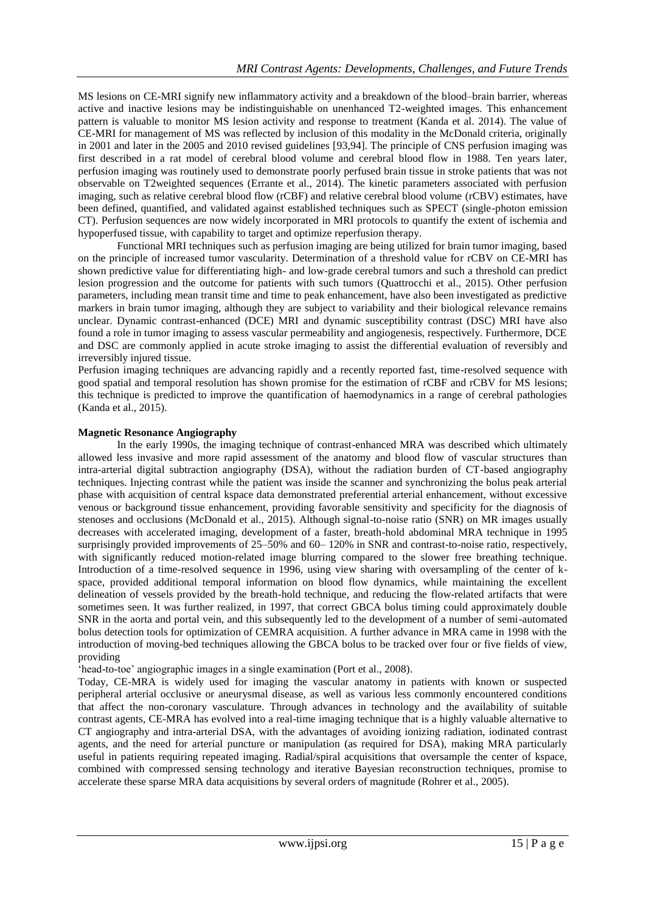MS lesions on CE-MRI signify new inflammatory activity and a breakdown of the blood–brain barrier, whereas active and inactive lesions may be indistinguishable on unenhanced T2-weighted images. This enhancement pattern is valuable to monitor MS lesion activity and response to treatment (Kanda et al. 2014). The value of CE-MRI for management of MS was reflected by inclusion of this modality in the McDonald criteria, originally in 2001 and later in the 2005 and 2010 revised guidelines [93,94]. The principle of CNS perfusion imaging was first described in a rat model of cerebral blood volume and cerebral blood flow in 1988. Ten years later, perfusion imaging was routinely used to demonstrate poorly perfused brain tissue in stroke patients that was not observable on T2weighted sequences (Errante et al., 2014). The kinetic parameters associated with perfusion imaging, such as relative cerebral blood flow (rCBF) and relative cerebral blood volume (rCBV) estimates, have been defined, quantified, and validated against established techniques such as SPECT (single-photon emission CT). Perfusion sequences are now widely incorporated in MRI protocols to quantify the extent of ischemia and hypoperfused tissue, with capability to target and optimize reperfusion therapy.

Functional MRI techniques such as perfusion imaging are being utilized for brain tumor imaging, based on the principle of increased tumor vascularity. Determination of a threshold value for rCBV on CE-MRI has shown predictive value for differentiating high- and low-grade cerebral tumors and such a threshold can predict lesion progression and the outcome for patients with such tumors (Quattrocchi et al., 2015). Other perfusion parameters, including mean transit time and time to peak enhancement, have also been investigated as predictive markers in brain tumor imaging, although they are subject to variability and their biological relevance remains unclear. Dynamic contrast-enhanced (DCE) MRI and dynamic susceptibility contrast (DSC) MRI have also found a role in tumor imaging to assess vascular permeability and angiogenesis, respectively. Furthermore, DCE and DSC are commonly applied in acute stroke imaging to assist the differential evaluation of reversibly and irreversibly injured tissue.

Perfusion imaging techniques are advancing rapidly and a recently reported fast, time-resolved sequence with good spatial and temporal resolution has shown promise for the estimation of rCBF and rCBV for MS lesions; this technique is predicted to improve the quantification of haemodynamics in a range of cerebral pathologies (Kanda et al., 2015).

**Magnetic Resonance Angiography**

In the early 1990s, the imaging technique of contrast-enhanced MRA was described which ultimately allowed less invasive and more rapid assessment of the anatomy and blood flow of vascular structures than intra-arterial digital subtraction angiography (DSA), without the radiation burden of CT-based angiography techniques. Injecting contrast while the patient was inside the scanner and synchronizing the bolus peak arterial phase with acquisition of central kspace data demonstrated preferential arterial enhancement, without excessive venous or background tissue enhancement, providing favorable sensitivity and specificity for the diagnosis of stenoses and occlusions (McDonald et al., 2015). Although signal-to-noise ratio (SNR) on MR images usually decreases with accelerated imaging, development of a faster, breath-hold abdominal MRA technique in 1995 surprisingly provided improvements of 25–50% and 60– 120% in SNR and contrast-to-noise ratio, respectively, with significantly reduced motion-related image blurring compared to the slower free breathing technique. Introduction of a time-resolved sequence in 1996, using view sharing with oversampling of the center of k-space, provided additional temporal information on blood flow dynamics, while maintaining the excellent delineation of vessels provided by the breath-hold technique, and reducing the flow-related artifacts that were sometimes seen. It was further realized, in 1997, that correct GBCA bolus timing could approximately double SNR in the aorta and portal vein, and this subsequently led to the development of a number of semi-automated bolus detection tools for optimization of CEMRA acquisition. A further advance in MRA came in 1998 with the introduction of moving-bed techniques allowing the GBCA bolus to be tracked over four or five fields of view, providing 'head-to-toe' angiographic images in a single examination (Port et al., 2008).

Today, CE-MRA is widely used for imaging the vascular anatomy in patients with known or suspected peripheral arterial occlusive or aneurysmal disease, as well as various less commonly encountered conditions that affect the non-coronary vasculature. Through advances in technology and the availability of suitable contrast agents, CE-MRA has evolved into a real-time imaging technique that is a highly valuable alternative to CT angiography and intra-arterial DSA, with the advantages of avoiding ionizing radiation, iodinated contrast agents, and the need for arterial puncture or manipulation (as required for DSA), making MRA particularly useful in patients requiring repeated imaging. Radial/spiral acquisitions that oversample the center of kspace, combined with compressed sensing technology and iterative Bayesian reconstruction techniques, promise to accelerate these sparse MRA data acquisitions by several orders of magnitude (Rohrer et al., 2005).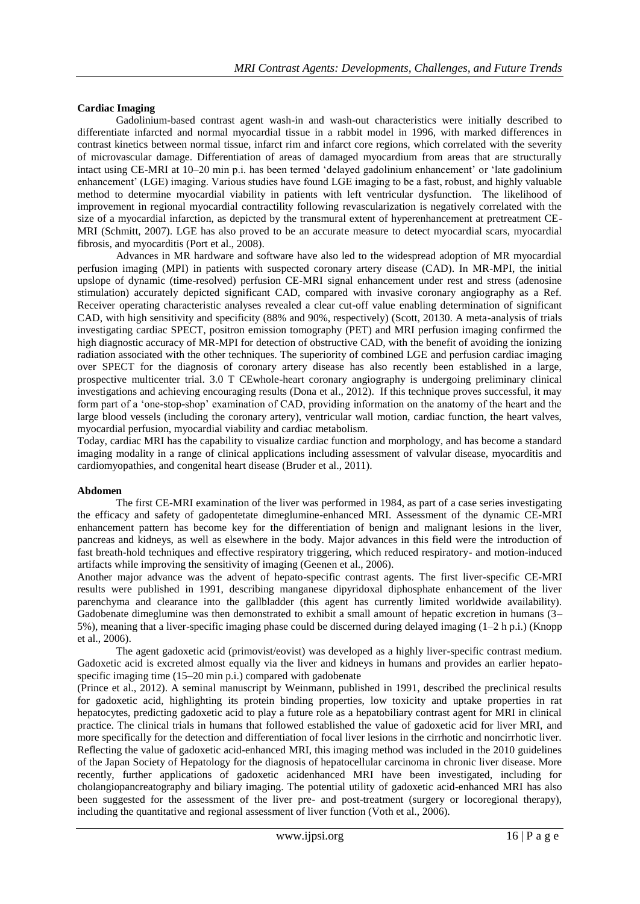**Cardiac Imaging**

Gadolinium-based contrast agent wash-in and wash-out characteristics were initially described to differentiate infarcted and normal myocardial tissue in a rabbit model in 1996, with marked differences in contrast kinetics between normal tissue, infarct rim and infarct core regions, which correlated with the severity of microvascular damage. Differentiation of areas of damaged myocardium from areas that are structurally intact using CE-MRI at 10–20 min p.i. has been termed 'delayed gadolinium enhancement' or 'late gadolinium enhancement' (LGE) imaging. Various studies have found LGE imaging to be a fast, robust, and highly valuable method to determine myocardial viability in patients with left ventricular dysfunction. The likelihood of improvement in regional myocardial contractility following revascularization is negatively correlated with the size of a myocardial infarction, as depicted by the transmural extent of hyperenhancement at pretreatment CE-MRI (Schmitt, 2007). LGE has also proved to be an accurate measure to detect myocardial scars, myocardial fibrosis, and myocarditis (Port et al., 2008).

Advances in MR hardware and software have also led to the widespread adoption of MR myocardial perfusion imaging (MPI) in patients with suspected coronary artery disease (CAD). In MR-MPI, the initial upslope of dynamic (time-resolved) perfusion CE-MRI signal enhancement under rest and stress (adenosine stimulation) accurately depicted significant CAD, compared with invasive coronary angiography as a Ref. Receiver operating characteristic analyses revealed a clear cut-off value enabling determination of significant CAD, with high sensitivity and specificity (88% and 90%, respectively) (Scott, 20130. A meta-analysis of trials investigating cardiac SPECT, positron emission tomography (PET) and MRI perfusion imaging confirmed the high diagnostic accuracy of MR-MPI for detection of obstructive CAD, with the benefit of avoiding the ionizing radiation associated with the other techniques. The superiority of combined LGE and perfusion cardiac imaging over SPECT for the diagnosis of coronary artery disease has also recently been established in a large, prospective multicenter trial. 3.0 T CEwhole-heart coronary angiography is undergoing preliminary clinical investigations and achieving encouraging results (Dona et al., 2012). If this technique proves successful, it may form part of a 'one-stop-shop' examination of CAD, providing information on the anatomy of the heart and the large blood vessels (including the coronary artery), ventricular wall motion, cardiac function, the heart valves, myocardial perfusion, myocardial viability and cardiac metabolism.

Today, cardiac MRI has the capability to visualize cardiac function and morphology, and has become a standard imaging modality in a range of clinical applications including assessment of valvular disease, myocarditis and cardiomyopathies, and congenital heart disease (Bruder et al., 2011).

**Abdomen**

The first CE-MRI examination of the liver was performed in 1984, as part of a case series investigating the efficacy and safety of gadopentetate dimeglumine-enhanced MRI. Assessment of the dynamic CE-MRI enhancement pattern has become key for the differentiation of benign and malignant lesions in the liver, pancreas and kidneys, as well as elsewhere in the body. Major advances in this field were the introduction of fast breath-hold techniques and effective respiratory triggering, which reduced respiratory- and motion-induced artifacts while improving the sensitivity of imaging (Geenen et al., 2006).

Another major advance was the advent of hepato-specific contrast agents. The first liver-specific CE-MRI results were published in 1991, describing manganese dipyridoxal diphosphate enhancement of the liver parenchyma and clearance into the gallbladder (this agent has currently limited worldwide availability). Gadobenate dimeglumine was then demonstrated to exhibit a small amount of hepatic excretion in humans (3–5%), meaning that a liver-specific imaging phase could be discerned during delayed imaging (1–2 h p.i.) (Knopp et al., 2006).

The agent gadoxetic acid (primovist/eovist) was developed as a highly liver-specific contrast medium. Gadoxetic acid is excreted almost equally via the liver and kidneys in humans and provides an earlier hepato-specific imaging time (15–20 min p.i.) compared with gadobenate (Prince et al., 2012). A seminal manuscript by Weinmann, published in 1991, described the preclinical results for gadoxetic acid, highlighting its protein binding properties, low toxicity and uptake properties in rat hepatocytes, predicting gadoxetic acid to play a future role as a hepatobiliary contrast agent for MRI in clinical practice. The clinical trials in humans that followed established the value of gadoxetic acid for liver MRI, and more specifically for the detection and differentiation of focal liver lesions in the cirrhotic and noncirrhotic liver. Reflecting the value of gadoxetic acid-enhanced MRI, this imaging method was included in the 2010 guidelines of the Japan Society of Hepatology for the diagnosis of hepatocellular carcinoma in chronic liver disease. More recently, further applications of gadoxetic acidenhanced MRI have been investigated, including for cholangiopancreatography and biliary imaging. The potential utility of gadoxetic acid-enhanced MRI has also been suggested for the assessment of the liver pre- and post-treatment (surgery or locoregional therapy), including the quantitative and regional assessment of liver function (Voth et al., 2006).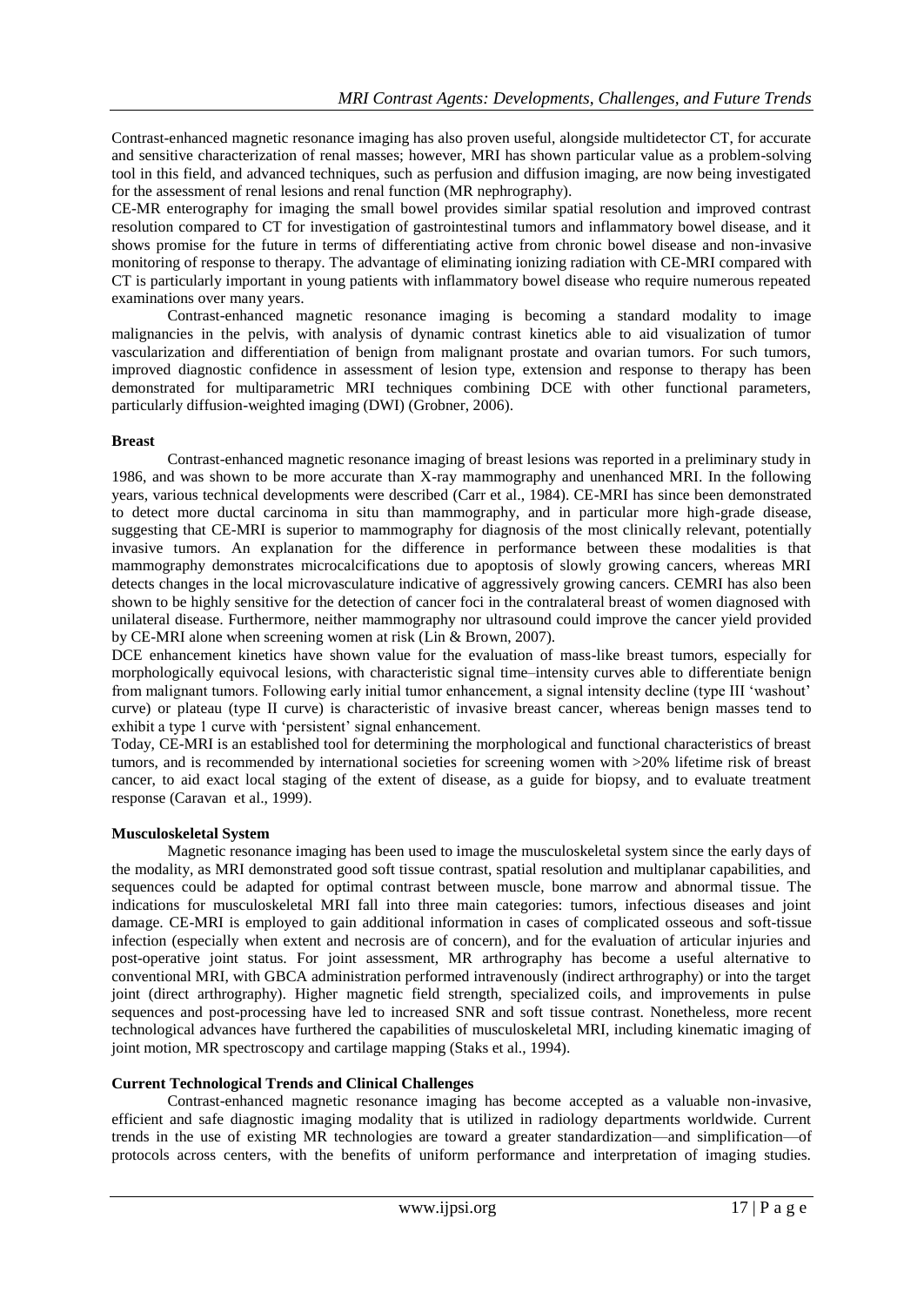Contrast-enhanced magnetic resonance imaging has also proven useful, alongside multidetector CT, for accurate and sensitive characterization of renal masses; however, MRI has shown particular value as a problem-solving tool in this field, and advanced techniques, such as perfusion and diffusion imaging, are now being investigated for the assessment of renal lesions and renal function (MR nephrography).

CE-MR enterography for imaging the small bowel provides similar spatial resolution and improved contrast resolution compared to CT for investigation of gastrointestinal tumors and inflammatory bowel disease, and it shows promise for the future in terms of differentiating active from chronic bowel disease and non-invasive monitoring of response to therapy. The advantage of eliminating ionizing radiation with CE-MRI compared with CT is particularly important in young patients with inflammatory bowel disease who require numerous repeated examinations over many years.

Contrast-enhanced magnetic resonance imaging is becoming a standard modality to image malignancies in the pelvis, with analysis of dynamic contrast kinetics able to aid visualization of tumor vascularization and differentiation of benign from malignant prostate and ovarian tumors. For such tumors, improved diagnostic confidence in assessment of lesion type, extension and response to therapy has been demonstrated for multiparametric MRI techniques combining DCE with other functional parameters, particularly diffusion-weighted imaging (DWI) (Grobner, 2006).

**Breast**

Contrast-enhanced magnetic resonance imaging of breast lesions was reported in a preliminary study in 1986, and was shown to be more accurate than X-ray mammography and unenhanced MRI. In the following years, various technical developments were described (Carr et al., 1984). CE-MRI has since been demonstrated to detect more ductal carcinoma in situ than mammography, and in particular more high-grade disease, suggesting that CE-MRI is superior to mammography for diagnosis of the most clinically relevant, potentially invasive tumors. An explanation for the difference in performance between these modalities is that mammography demonstrates microcalcifications due to apoptosis of slowly growing cancers, whereas MRI detects changes in the local microvasculature indicative of aggressively growing cancers. CEMRI has also been shown to be highly sensitive for the detection of cancer foci in the contralateral breast of women diagnosed with unilateral disease. Furthermore, neither mammography nor ultrasound could improve the cancer yield provided by CE-MRI alone when screening women at risk (Lin & Brown, 2007).

DCE enhancement kinetics have shown value for the evaluation of mass-like breast tumors, especially for morphologically equivocal lesions, with characteristic signal time–intensity curves able to differentiate benign from malignant tumors. Following early initial tumor enhancement, a signal intensity decline (type III 'washout' curve) or plateau (type II curve) is characteristic of invasive breast cancer, whereas benign masses tend to exhibit a type 1 curve with 'persistent' signal enhancement.

Today, CE-MRI is an established tool for determining the morphological and functional characteristics of breast tumors, and is recommended by international societies for screening women with >20% lifetime risk of breast cancer, to aid exact local staging of the extent of disease, as a guide for biopsy, and to evaluate treatment response (Caravan et al., 1999).

**Musculoskeletal System**

Magnetic resonance imaging has been used to image the musculoskeletal system since the early days of the modality, as MRI demonstrated good soft tissue contrast, spatial resolution and multiplanar capabilities, and sequences could be adapted for optimal contrast between muscle, bone marrow and abnormal tissue. The indications for musculoskeletal MRI fall into three main categories: tumors, infectious diseases and joint damage. CE-MRI is employed to gain additional information in cases of complicated osseous and soft-tissue infection (especially when extent and necrosis are of concern), and for the evaluation of articular injuries and post-operative joint status. For joint assessment, MR arthrography has become a useful alternative to conventional MRI, with GBCA administration performed intravenously (indirect arthrography) or into the target joint (direct arthrography). Higher magnetic field strength, specialized coils, and improvements in pulse sequences and post-processing have led to increased SNR and soft tissue contrast. Nonetheless, more recent technological advances have furthered the capabilities of musculoskeletal MRI, including kinematic imaging of joint motion, MR spectroscopy and cartilage mapping (Staks et al., 1994).

**Current Technological Trends and Clinical Challenges**

Contrast-enhanced magnetic resonance imaging has become accepted as a valuable non-invasive, efficient and safe diagnostic imaging modality that is utilized in radiology departments worldwide. Current trends in the use of existing MR technologies are toward a greater standardization—and simplification—of protocols across centers, with the benefits of uniform performance and interpretation of imaging studies.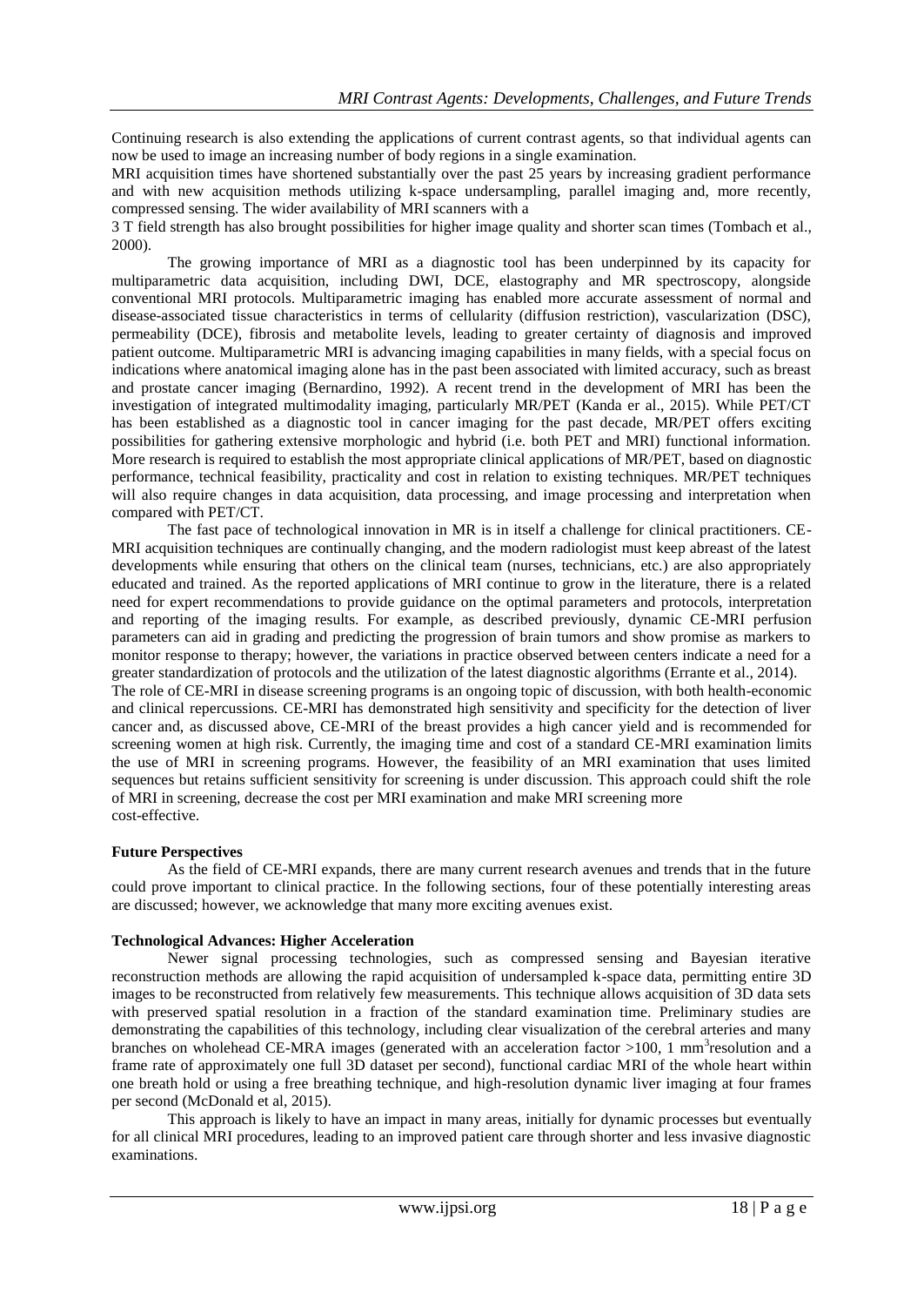Continuing research is also extending the applications of current contrast agents, so that individual agents can now be used to image an increasing number of body regions in a single examination.

MRI acquisition times have shortened substantially over the past 25 years by increasing gradient performance and with new acquisition methods utilizing k-space undersampling, parallel imaging and, more recently, compressed sensing. The wider availability of MRI scanners with a 3 T field strength has also brought possibilities for higher image quality and shorter scan times (Tombach et al., 2000).

The growing importance of MRI as a diagnostic tool has been underpinned by its capacity for multiparametric data acquisition, including DWI, DCE, elastography and MR spectroscopy, alongside conventional MRI protocols. Multiparametric imaging has enabled more accurate assessment of normal and disease-associated tissue characteristics in terms of cellularity (diffusion restriction), vascularization (DSC), permeability (DCE), fibrosis and metabolite levels, leading to greater certainty of diagnosis and improved patient outcome. Multiparametric MRI is advancing imaging capabilities in many fields, with a special focus on indications where anatomical imaging alone has in the past been associated with limited accuracy, such as breast and prostate cancer imaging (Bernardino, 1992). A recent trend in the development of MRI has been the investigation of integrated multimodality imaging, particularly MR/PET (Kanda er al., 2015). While PET/CT has been established as a diagnostic tool in cancer imaging for the past decade, MR/PET offers exciting possibilities for gathering extensive morphologic and hybrid (i.e. both PET and MRI) functional information. More research is required to establish the most appropriate clinical applications of MR/PET, based on diagnostic performance, technical feasibility, practicality and cost in relation to existing techniques. MR/PET techniques will also require changes in data acquisition, data processing, and image processing and interpretation when compared with PET/CT.

The fast pace of technological innovation in MR is in itself a challenge for clinical practitioners. CE-MRI acquisition techniques are continually changing, and the modern radiologist must keep abreast of the latest developments while ensuring that others on the clinical team (nurses, technicians, etc.) are also appropriately educated and trained. As the reported applications of MRI continue to grow in the literature, there is a related need for expert recommendations to provide guidance on the optimal parameters and protocols, interpretation and reporting of the imaging results. For example, as described previously, dynamic CE-MRI perfusion parameters can aid in grading and predicting the progression of brain tumors and show promise as markers to monitor response to therapy; however, the variations in practice observed between centers indicate a need for a greater standardization of protocols and the utilization of the latest diagnostic algorithms (Errante et al., 2014).

The role of CE-MRI in disease screening programs is an ongoing topic of discussion, with both health-economic and clinical repercussions. CE-MRI has demonstrated high sensitivity and specificity for the detection of liver cancer and, as discussed above, CE-MRI of the breast provides a high cancer yield and is recommended for screening women at high risk. Currently, the imaging time and cost of a standard CE-MRI examination limits the use of MRI in screening programs. However, the feasibility of an MRI examination that uses limited sequences but retains sufficient sensitivity for screening is under discussion. This approach could shift the role of MRI in screening, decrease the cost per MRI examination and make MRI screening more cost-effective.

**Future Perspectives**

As the field of CE-MRI expands, there are many current research avenues and trends that in the future could prove important to clinical practice. In the following sections, four of these potentially interesting areas are discussed; however, we acknowledge that many more exciting avenues exist.

**Technological Advances: Higher Acceleration**

Newer signal processing technologies, such as compressed sensing and Bayesian iterative reconstruction methods are allowing the rapid acquisition of undersampled k-space data, permitting entire 3D images to be reconstructed from relatively few measurements. This technique allows acquisition of 3D data sets with preserved spatial resolution in a fraction of the standard examination time. Preliminary studies are demonstrating the capabilities of this technology, including clear visualization of the cerebral arteries and many branches on wholehead CE-MRA images (generated with an acceleration factor >100, 1 $mm^3$resolution and a frame rate of approximately one full 3D dataset per second), functional cardiac MRI of the whole heart within one breath hold or using a free breathing technique, and high-resolution dynamic liver imaging at four frames per second (McDonald et al, 2015).

This approach is likely to have an impact in many areas, initially for dynamic processes but eventually for all clinical MRI procedures, leading to an improved patient care through shorter and less invasive diagnostic examinations.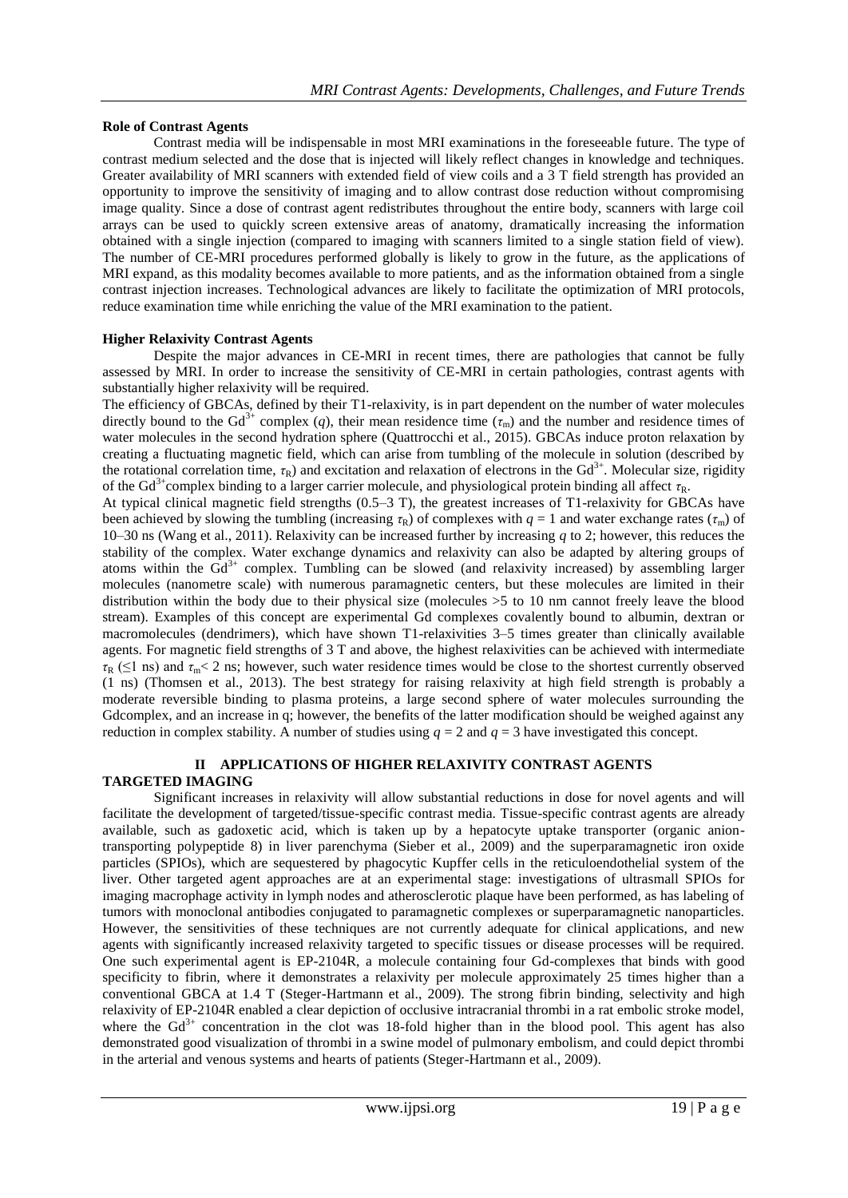**Role of Contrast Agents**

Contrast media will be indispensable in most MRI examinations in the foreseeable future. The type of contrast medium selected and the dose that is injected will likely reflect changes in knowledge and techniques. Greater availability of MRI scanners with extended field of view coils and a 3 T field strength has provided an opportunity to improve the sensitivity of imaging and to allow contrast dose reduction without compromising image quality. Since a dose of contrast agent redistributes throughout the entire body, scanners with large coil arrays can be used to quickly screen extensive areas of anatomy, dramatically increasing the information obtained with a single injection (compared to imaging with scanners limited to a single station field of view). The number of CE-MRI procedures performed globally is likely to grow in the future, as the applications of MRI expand, as this modality becomes available to more patients, and as the information obtained from a single contrast injection increases. Technological advances are likely to facilitate the optimization of MRI protocols, reduce examination time while enriching the value of the MRI examination to the patient.

**Higher Relaxivity Contrast Agents**

Despite the major advances in CE-MRI in recent times, there are pathologies that cannot be fully assessed by MRI. In order to increase the sensitivity of CE-MRI in certain pathologies, contrast agents with substantially higher relaxivity will be required.

The efficiency of GBCAs, defined by their T1-relaxivity, is in part dependent on the number of water molecules directly bound to the $Gd^{3+}$ complex ($q$), their mean residence time ($\tau_m$) and the number and residence times of water molecules in the second hydration sphere (Quattrocchi et al., 2015). GBCAs induce proton relaxation by creating a fluctuating magnetic field, which can arise from tumbling of the molecule in solution (described by the rotational correlation time, $\tau_R$) and excitation and relaxation of electrons in the $Gd^{3+}$. Molecular size, rigidity of the $Gd^{3+}$complex binding to a larger carrier molecule, and physiological protein binding all affect $\tau_R$.

At typical clinical magnetic field strengths (0.5–3 T), the greatest increases of T1-relaxivity for GBCAs have been achieved by slowing the tumbling (increasing $\tau_R$) of complexes with $q = 1$ and water exchange rates ($\tau_m$) of 10–30 ns (Wang et al., 2011). Relaxivity can be increased further by increasing $q$ to 2; however, this reduces the stability of the complex. Water exchange dynamics and relaxivity can also be adapted by altering groups of atoms within the $Gd^{3+}$ complex. Tumbling can be slowed (and relaxivity increased) by assembling larger molecules (nanometre scale) with numerous paramagnetic centers, but these molecules are limited in their distribution within the body due to their physical size (molecules >5 to 10 nm cannot freely leave the blood stream). Examples of this concept are experimental Gd complexes covalently bound to albumin, dextran or macromolecules (dendrimers), which have shown T1-relaxivities 3–5 times greater than clinically available agents. For magnetic field strengths of 3 T and above, the highest relaxivities can be achieved with intermediate $\tau_R$ ($\leq$1 ns) and $\tau_m$< 2 ns; however, such water residence times would be close to the shortest currently observed (1 ns) (Thomsen et al., 2013). The best strategy for raising relaxivity at high field strength is probably a moderate reversible binding to plasma proteins, a large second sphere of water molecules surrounding the Gdcomplex, and an increase in q; however, the benefits of the latter modification should be weighed against any reduction in complex stability. A number of studies using $q = 2$ and $q = 3$ have investigated this concept.

## II APPLICATIONS OF HIGHER RELAXIVITY CONTRAST AGENTS

**TARGETED IMAGING**

Significant increases in relaxivity will allow substantial reductions in dose for novel agents and will facilitate the development of targeted/tissue-specific contrast media. Tissue-specific contrast agents are already available, such as gadoxetic acid, which is taken up by a hepatocyte uptake transporter (organic anion-transporting polypeptide 8) in liver parenchyma (Sieber et al., 2009) and the superparamagnetic iron oxide particles (SPIOs), which are sequestered by phagocytic Kupffer cells in the reticuloendothelial system of the liver. Other targeted agent approaches are at an experimental stage: investigations of ultrasmall SPIOs for imaging macrophage activity in lymph nodes and atherosclerotic plaque have been performed, as has labeling of tumors with monoclonal antibodies conjugated to paramagnetic complexes or superparamagnetic nanoparticles. However, the sensitivities of these techniques are not currently adequate for clinical applications, and new agents with significantly increased relaxivity targeted to specific tissues or disease processes will be required. One such experimental agent is EP-2104R, a molecule containing four Gd-complexes that binds with good specificity to fibrin, where it demonstrates a relaxivity per molecule approximately 25 times higher than a conventional GBCA at 1.4 T (Steger-Hartmann et al., 2009). The strong fibrin binding, selectivity and high relaxivity of EP-2104R enabled a clear depiction of occlusive intracranial thrombi in a rat embolic stroke model, where the $Gd^{3+}$ concentration in the clot was 18-fold higher than in the blood pool. This agent has also demonstrated good visualization of thrombi in a swine model of pulmonary embolism, and could depict thrombi in the arterial and venous systems and hearts of patients (Steger-Hartmann et al., 2009).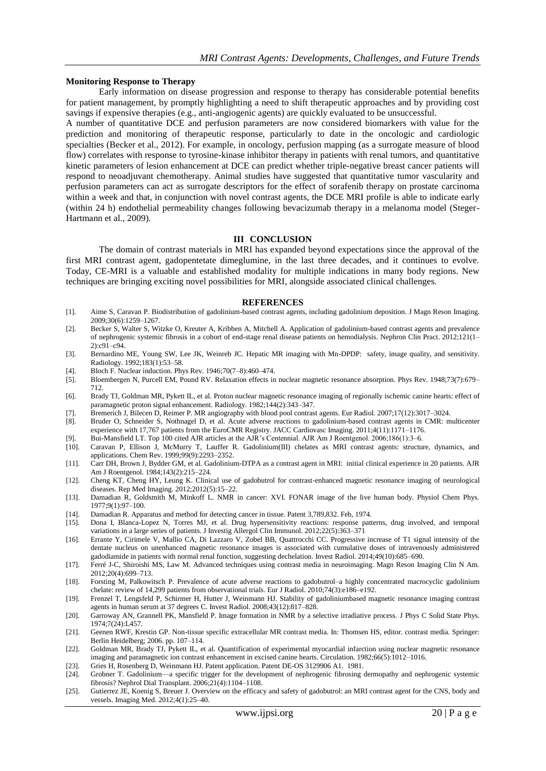### Monitoring Response to Therapy

Early information on disease progression and response to therapy has considerable potential benefits for patient management, by promptly highlighting a need to shift therapeutic approaches and by providing cost savings if expensive therapies (e.g., anti-angiogenic agents) are quickly evaluated to be unsuccessful.

A number of quantitative DCE and perfusion parameters are now considered biomarkers with value for the prediction and monitoring of therapeutic response, particularly to date in the oncologic and cardiologic specialties (Becker et al., 2012). For example, in oncology, perfusion mapping (as a surrogate measure of blood flow) correlates with response to tyrosine-kinase inhibitor therapy in patients with renal tumors, and quantitative kinetic parameters of lesion enhancement at DCE can predict whether triple-negative breast cancer patients will respond to neoadjuvant chemotherapy. Animal studies have suggested that quantitative tumor vascularity and perfusion parameters can act as surrogate descriptors for the effect of sorafenib therapy on prostate carcinoma within a week and that, in conjunction with novel contrast agents, the DCE MRI profile is able to indicate early (within 24 h) endothelial permeability changes following bevacizumab therapy in a melanoma model (Steger-Hartmann et al., 2009).

## III CONCLUSION

The domain of contrast materials in MRI has expanded beyond expectations since the approval of the first MRI contrast agent, gadopentetate dimeglumine, in the last three decades, and it continues to evolve. Today, CE-MRI is a valuable and established modality for multiple indications in many body regions. New techniques are bringing exciting novel possibilities for MRI, alongside associated clinical challenges.

## REFERENCES

[1]. Aime S, Caravan P. Biodistribution of gadolinium-based contrast agents, including gadolinium deposition. J Magn Reson Imaging. 2009;30(6):1259–1267.

[2]. Becker S, Walter S, Witzke O, Kreuter A, Kribben A, Mitchell A. Application of gadolinium-based contrast agents and prevalence of nephrogenic systemic fibrosis in a cohort of end-stage renal disease patients on hemodialysis. Nephron Clin Pract. 2012;121(1–2):c91–c94.

[3]. Bernardino ME, Young SW, Lee JK, Weinreb JC. Hepatic MR imaging with Mn-DPDP: safety, image quality, and sensitivity. Radiology. 1992;183(1):53–58.

[4]. Bloch F. Nuclear induction. Phys Rev. 1946;70(7–8):460–474.

[5]. Bloembergen N, Purcell EM, Pound RV. Relaxation effects in nuclear magnetic resonance absorption. Phys Rev. 1948;73(7):679–712.

[6]. Brady TJ, Goldman MR, Pykett IL, et al. Proton nuclear magnetic resonance imaging of regionally ischemic canine hearts: effect of paramagnetic proton signal enhancement. Radiology. 1982;144(2):343–347.

[7]. Bremerich J, Bilecen D, Reimer P. MR angiography with blood pool contrast agents. Eur Radiol. 2007;17(12):3017–3024.

[8]. Bruder O, Schneider S, Nothnagel D, et al. Acute adverse reactions to gadolinium-based contrast agents in CMR: multicenter experience with 17,767 patients from the EuroCMR Registry. JACC Cardiovasc Imaging. 2011;4(11):1171–1176.

[9]. Bui-Mansfield LT. Top 100 cited AJR articles at the AJR's Centennial. AJR Am J Roentgenol. 2006;186(1):3–6.

[10]. Caravan P, Ellison J, McMurry T, Lauffer R. Gadolinium(III) chelates as MRI contrast agents: structure, dynamics, and applications. Chem Rev. 1999;99(9):2293–2352.

[11]. Carr DH, Brown J, Bydder GM, et al. Gadolinium-DTPA as a contrast agent in MRI: initial clinical experience in 20 patients. AJR Am J Roentgenol. 1984;143(2):215–224.

[12]. Cheng KT, Cheng HY, Leung K. Clinical use of gadobutrol for contrast-enhanced magnetic resonance imaging of neurological diseases. Rep Med Imaging. 2012;2012(5):15–22.

[13]. Damadian R, Goldsmith M, Minkoff L. NMR in cancer: XVI. FONAR image of the live human body. Physiol Chem Phys. 1977;9(1):97–100.

[14]. Damadian R. Apparatus and method for detecting cancer in tissue. Patent 3,789,832. Feb, 1974.

[15]. Dona I, Blanca-Lopez N, Torres MJ, et al. Drug hypersensitivity reactions: response patterns, drug involved, and temporal variations in a large series of patients. J Investig Allergol Clin Immunol. 2012;22(5):363–371

[16]. Errante Y, Cirimele V, Mallio CA, Di Lazzaro V, Zobel BB, Quattrocchi CC. Progressive increase of T1 signal intensity of the dentate nucleus on unenhanced magnetic resonance images is associated with cumulative doses of intravenously administered gadodiamide in patients with normal renal function, suggesting dechelation. Invest Radiol. 2014;49(10):685–690.

[17]. Ferré J-C, Shiroishi MS, Law M. Advanced techniques using contrast media in neuroimaging. Magn Reson Imaging Clin N Am. 2012;20(4):699–713.

[18]. Forsting M, Palkowitsch P. Prevalence of acute adverse reactions to gadobutrol–a highly concentrated macrocyclic gadolinium chelate: review of 14,299 patients from observational trials. Eur J Radiol. 2010;74(3):e186–e192.

[19]. Frenzel T, Lengsfeld P, Schirmer H, Hutter J, Weinmann HJ. Stability of gadoliniumbased magnetic resonance imaging contrast agents in human serum at 37 degrees C. Invest Radiol. 2008;43(12):817–828.

[20]. Garroway AN, Grannell PK, Mansfield P. Image formation in NMR by a selective irradiative process. J Phys C Solid State Phys. 1974;7(24):L457.

[21]. Geenen RWF, Krestin GP. Non-tissue specific extracellular MR contrast media. In: Thomsen HS, editor. contrast media. Springer: Berlin Heidelberg; 2006. pp. 107–114.

[22]. Goldman MR, Brady TJ, Pykett IL, et al. Quantification of experimental myocardial infarction using nuclear magnetic resonance imaging and paramagnetic ion contrast enhancement in excised canine hearts. Circulation. 1982;66(5):1012–1016.

[23]. Gries H, Rosenberg D, Weinmann HJ. Patent application. Patent DE-OS 3129906 A1. 1981.

[24]. Grobner T. Gadolinium—a specific trigger for the development of nephrogenic fibrosing dermopathy and nephrogenic systemic fibrosis? Nephrol Dial Transplant. 2006;21(4):1104–1108.

[25]. Gutierrez JE, Koenig S, Breuer J. Overview on the efficacy and safety of gadobutrol: an MRI contrast agent for the CNS, body and vessels. Imaging Med. 2012;4(1):25–40.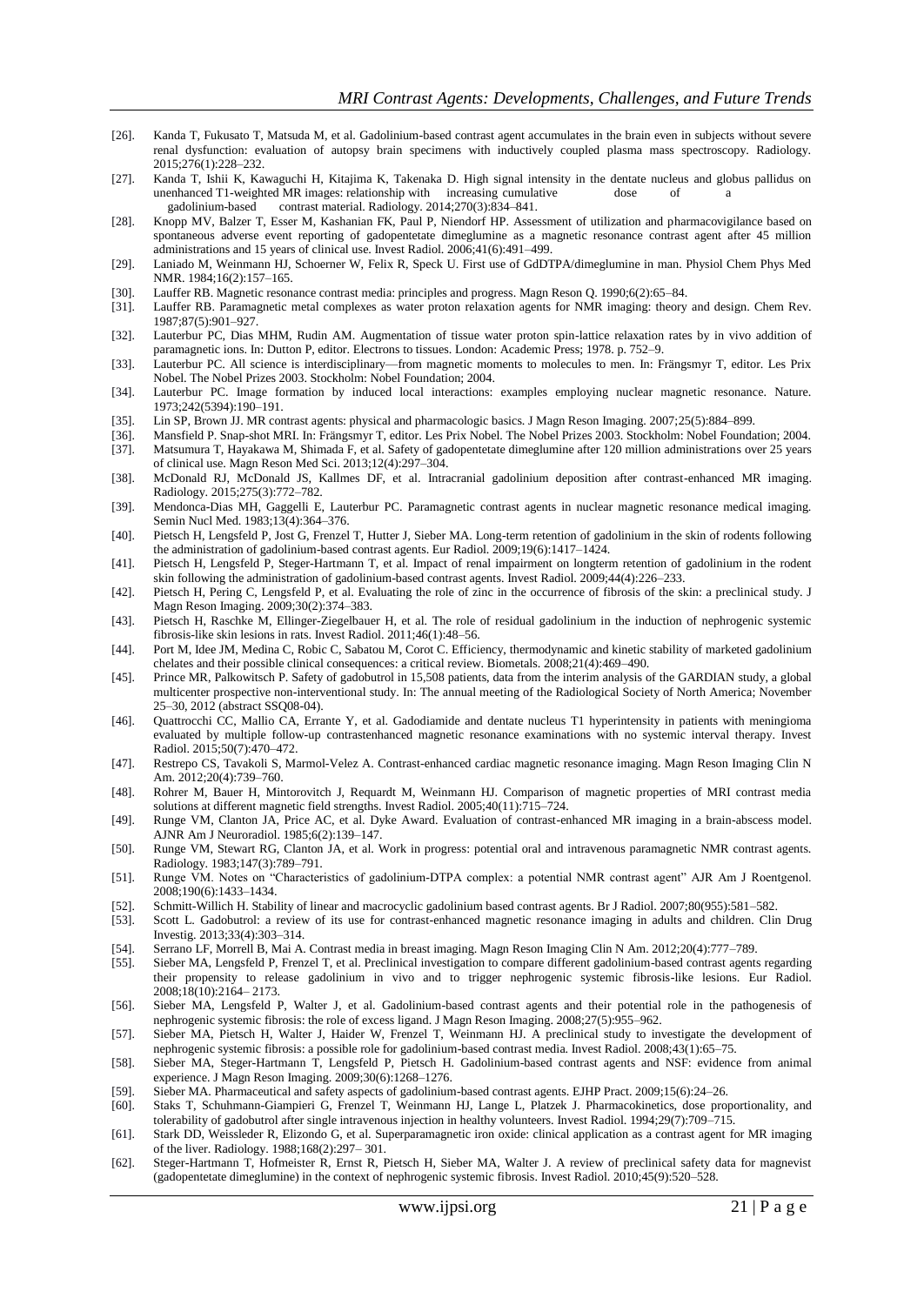[26]. Kanda T, Fukusato T, Matsuda M, et al. Gadolinium-based contrast agent accumulates in the brain even in subjects without severe renal dysfunction: evaluation of autopsy brain specimens with inductively coupled plasma mass spectroscopy. Radiology. 2015;276(1):228–232.

[27]. Kanda T, Ishii K, Kawaguchi H, Kitajima K, Takenaka D. High signal intensity in the dentate nucleus and globus pallidus on unenhanced T1-weighted MR images: relationship with increasing cumulative dose of a gadolinium-based contrast material. Radiology. 2014;270(3):834–841.

[28]. Knopp MV, Balzer T, Esser M, Kashanian FK, Paul P, Niendorf HP. Assessment of utilization and pharmacovigilance based on spontaneous adverse event reporting of gadopentetate dimeglumine as a magnetic resonance contrast agent after 45 million administrations and 15 years of clinical use. Invest Radiol. 2006;41(6):491–499.

[29]. Laniado M, Weinmann HJ, Schoerner W, Felix R, Speck U. First use of GdDTPA/dimeglumine in man. Physiol Chem Phys Med NMR. 1984;16(2):157–165.

[30]. Lauffer RB. Magnetic resonance contrast media: principles and progress. Magn Reson Q. 1990;6(2):65–84.

[31]. Lauffer RB. Paramagnetic metal complexes as water proton relaxation agents for NMR imaging: theory and design. Chem Rev. 1987;87(5):901–927.

[32]. Lauterbur PC, Dias MHM, Rudin AM. Augmentation of tissue water proton spin-lattice relaxation rates by in vivo addition of paramagnetic ions. In: Dutton P, editor. Electrons to tissues. London: Academic Press; 1978. p. 752–9.

[33]. Lauterbur PC. All science is interdisciplinary—from magnetic moments to molecules to men. In: Frängsmyr T, editor. Les Prix Nobel. The Nobel Prizes 2003. Stockholm: Nobel Foundation; 2004.

[34]. Lauterbur PC. Image formation by induced local interactions: examples employing nuclear magnetic resonance. Nature. 1973;242(5394):190–191.

[35]. Lin SP, Brown JJ. MR contrast agents: physical and pharmacologic basics. J Magn Reson Imaging. 2007;25(5):884–899.

[36]. Mansfield P. Snap-shot MRI. In: Frängsmyr T, editor. Les Prix Nobel. The Nobel Prizes 2003. Stockholm: Nobel Foundation; 2004.

[37]. Matsumura T, Hayakawa M, Shimada F, et al. Safety of gadopentetate dimeglumine after 120 million administrations over 25 years of clinical use. Magn Reson Med Sci. 2013;12(4):297–304.

[38]. McDonald RJ, McDonald JS, Kallmes DF, et al. Intracranial gadolinium deposition after contrast-enhanced MR imaging. Radiology. 2015;275(3):772–782.

[39]. Mendonca-Dias MH, Gaggelli E, Lauterbur PC. Paramagnetic contrast agents in nuclear magnetic resonance medical imaging. Semin Nucl Med. 1983;13(4):364–376.

[40]. Pietsch H, Lengsfeld P, Jost G, Frenzel T, Hutter J, Sieber MA. Long-term retention of gadolinium in the skin of rodents following the administration of gadolinium-based contrast agents. Eur Radiol. 2009;19(6):1417–1424.

[41]. Pietsch H, Lengsfeld P, Steger-Hartmann T, et al. Impact of renal impairment on longterm retention of gadolinium in the rodent skin following the administration of gadolinium-based contrast agents. Invest Radiol. 2009;44(4):226–233.

[42]. Pietsch H, Pering C, Lengsfeld P, et al. Evaluating the role of zinc in the occurrence of fibrosis of the skin: a preclinical study. J Magn Reson Imaging. 2009;30(2):374–383.

[43]. Pietsch H, Raschke M, Ellinger-Ziegelbauer H, et al. The role of residual gadolinium in the induction of nephrogenic systemic fibrosis-like skin lesions in rats. Invest Radiol. 2011;46(1):48–56.

[44]. Port M, Idee JM, Medina C, Robic C, Sabatou M, Corot C. Efficiency, thermodynamic and kinetic stability of marketed gadolinium chelates and their possible clinical consequences: a critical review. Biometals. 2008;21(4):469–490.

[45]. Prince MR, Palkowitsch P. Safety of gadobutrol in 15,508 patients, data from the interim analysis of the GARDIAN study, a global multicenter prospective non-interventional study. In: The annual meeting of the Radiological Society of North America; November 25–30, 2012 (abstract SSQ08-04).

[46]. Quattrocchi CC, Mallio CA, Errante Y, et al. Gadodiamide and dentate nucleus T1 hyperintensity in patients with meningioma evaluated by multiple follow-up contrastenhanced magnetic resonance examinations with no systemic interval therapy. Invest Radiol. 2015;50(7):470–472.

[47]. Restrepo CS, Tavakoli S, Marmol-Velez A. Contrast-enhanced cardiac magnetic resonance imaging. Magn Reson Imaging Clin N Am. 2012;20(4):739–760.

[48]. Rohrer M, Bauer H, Mintorovitch J, Requardt M, Weinmann HJ. Comparison of magnetic properties of MRI contrast media solutions at different magnetic field strengths. Invest Radiol. 2005;40(11):715–724.

[49]. Runge VM, Clanton JA, Price AC, et al. Dyke Award. Evaluation of contrast-enhanced MR imaging in a brain-abscess model. AJNR Am J Neuroradiol. 1985;6(2):139–147.

[50]. Runge VM, Stewart RG, Clanton JA, et al. Work in progress: potential oral and intravenous paramagnetic NMR contrast agents. Radiology. 1983;147(3):789–791.

[51]. Runge VM. Notes on "Characteristics of gadolinium-DTPA complex: a potential NMR contrast agent" AJR Am J Roentgenol. 2008;190(6):1433–1434.

[52]. Schmitt-Willich H. Stability of linear and macrocyclic gadolinium based contrast agents. Br J Radiol. 2007;80(955):581–582.

[53]. Scott L. Gadobutrol: a review of its use for contrast-enhanced magnetic resonance imaging in adults and children. Clin Drug Investig. 2013;33(4):303–314.

[54]. Serrano LF, Morrell B, Mai A. Contrast media in breast imaging. Magn Reson Imaging Clin N Am. 2012;20(4):777–789.

[55]. Sieber MA, Lengsfeld P, Frenzel T, et al. Preclinical investigation to compare different gadolinium-based contrast agents regarding their propensity to release gadolinium in vivo and to trigger nephrogenic systemic fibrosis-like lesions. Eur Radiol. 2008;18(10):2164– 2173.

[56]. Sieber MA, Lengsfeld P, Walter J, et al. Gadolinium-based contrast agents and their potential role in the pathogenesis of nephrogenic systemic fibrosis: the role of excess ligand. J Magn Reson Imaging. 2008;27(5):955–962.

[57]. Sieber MA, Pietsch H, Walter J, Haider W, Frenzel T, Weinmann HJ. A preclinical study to investigate the development of nephrogenic systemic fibrosis: a possible role for gadolinium-based contrast media. Invest Radiol. 2008;43(1):65–75.

[58]. Sieber MA, Steger-Hartmann T, Lengsfeld P, Pietsch H. Gadolinium-based contrast agents and NSF: evidence from animal experience. J Magn Reson Imaging. 2009;30(6):1268–1276.

[59]. Sieber MA. Pharmaceutical and safety aspects of gadolinium-based contrast agents. EJHP Pract. 2009;15(6):24–26.

[60]. Staks T, Schuhmann-Giampieri G, Frenzel T, Weinmann HJ, Lange L, Platzek J. Pharmacokinetics, dose proportionality, and tolerability of gadobutrol after single intravenous injection in healthy volunteers. Invest Radiol. 1994;29(7):709–715.

[61]. Stark DD, Weissleder R, Elizondo G, et al. Superparamagnetic iron oxide: clinical application as a contrast agent for MR imaging of the liver. Radiology. 1988;168(2):297– 301.

[62]. Steger-Hartmann T, Hofmeister R, Ernst R, Pietsch H, Sieber MA, Walter J. A review of preclinical safety data for magnevist (gadopentetate dimeglumine) in the context of nephrogenic systemic fibrosis. Invest Radiol. 2010;45(9):520–528.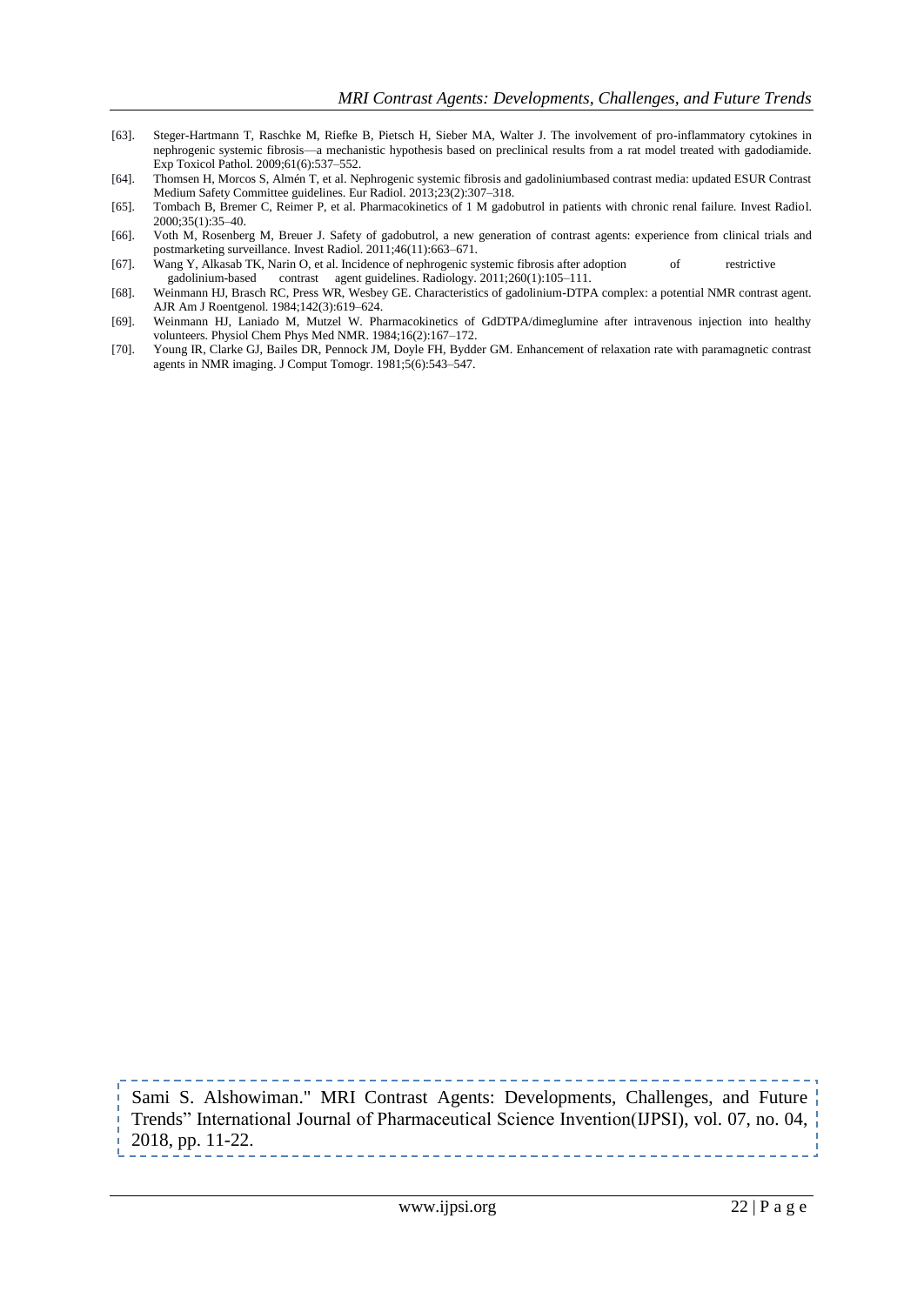[63]. Steger-Hartmann T, Raschke M, Riefke B, Pietsch H, Sieber MA, Walter J. The involvement of pro-inflammatory cytokines in nephrogenic systemic fibrosis—a mechanistic hypothesis based on preclinical results from a rat model treated with gadodiamide. Exp Toxicol Pathol. 2009;61(6):537–552.

[64]. Thomsen H, Morcos S, Almén T, et al. Nephrogenic systemic fibrosis and gadoliniumbased contrast media: updated ESUR Contrast Medium Safety Committee guidelines. Eur Radiol. 2013;23(2):307–318.

[65]. Tombach B, Bremer C, Reimer P, et al. Pharmacokinetics of 1 M gadobutrol in patients with chronic renal failure. Invest Radiol. 2000;35(1):35–40.

[66]. Voth M, Rosenberg M, Breuer J. Safety of gadobutrol, a new generation of contrast agents: experience from clinical trials and postmarketing surveillance. Invest Radiol. 2011;46(11):663–671.

[67]. Wang Y, Alkasab TK, Narin O, et al. Incidence of nephrogenic systemic fibrosis after adoption of restrictive gadolinium-based contrast agent guidelines. Radiology. 2011;260(1):105–111.

[68]. Weinmann HJ, Brasch RC, Press WR, Wesbey GE. Characteristics of gadolinium-DTPA complex: a potential NMR contrast agent. AJR Am J Roentgenol. 1984;142(3):619–624.

[69]. Weinmann HJ, Laniado M, Mutzel W. Pharmacokinetics of GdDTPA/dimeglumine after intravenous injection into healthy volunteers. Physiol Chem Phys Med NMR. 1984;16(2):167–172.

[70]. Young IR, Clarke GJ, Bailes DR, Pennock JM, Doyle FH, Bydder GM. Enhancement of relaxation rate with paramagnetic contrast agents in NMR imaging. J Comput Tomogr. 1981;5(6):543–547.

Sami S. Alshowiman." MRI Contrast Agents: Developments, Challenges, and Future Trends" International Journal of Pharmaceutical Science Invention(IJPSI), vol. 07, no. 04, 2018, pp. 11-22.